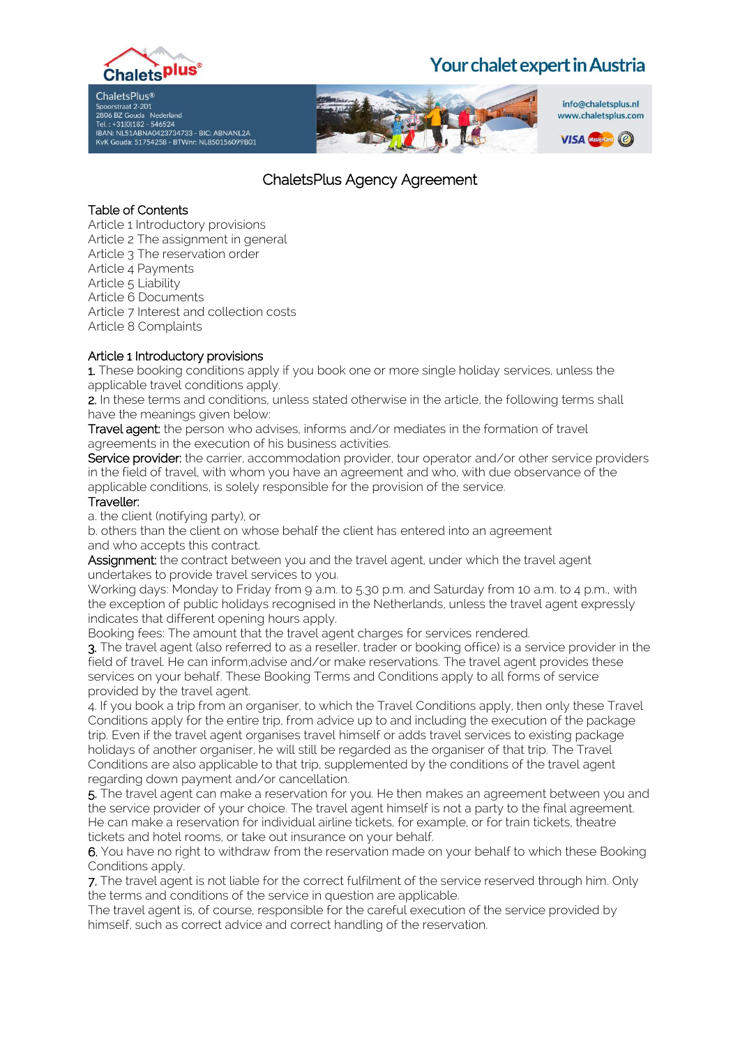ChaletsPlus®

Your chalet expert in Austria

ChaletsPlus®
Spoorstraat 2-201
2806 BZ Gouda Nederland
Tel. : +31(0)182 - 546524
IBAN: NL51ABNA0423734733 - BIC: ABNANL2A
KvK Gouda: 51754258 - BTWnr: NL850156099B01

info@chaletsplus.nl
www.chaletsplus.com

# ChaletsPlus Agency Agreement

## Table of Contents

Article 1 Introductory provisions
Article 2 The assignment in general
Article 3 The reservation order
Article 4 Payments
Article 5 Liability
Article 6 Documents
Article 7 Interest and collection costs
Article 8 Complaints

## Article 1 Introductory provisions

**1.** These booking conditions apply if you book one or more single holiday services, unless the applicable travel conditions apply.

**2.** In these terms and conditions, unless stated otherwise in the article, the following terms shall have the meanings given below:

**Travel agent:** the person who advises, informs and/or mediates in the formation of travel agreements in the execution of his business activities.

**Service provider:** the carrier, accommodation provider, tour operator and/or other service providers in the field of travel, with whom you have an agreement and who, with due observance of the applicable conditions, is solely responsible for the provision of the service.

**Traveller:**
a. the client (notifying party), or
b. others than the client on whose behalf the client has entered into an agreement and who accepts this contract.

**Assignment:** the contract between you and the travel agent, under which the travel agent undertakes to provide travel services to you.

Working days: Monday to Friday from 9 a.m. to 5.30 p.m. and Saturday from 10 a.m. to 4 p.m., with the exception of public holidays recognised in the Netherlands, unless the travel agent expressly indicates that different opening hours apply.

Booking fees: The amount that the travel agent charges for services rendered.

**3.** The travel agent (also referred to as a reseller, trader or booking office) is a service provider in the field of travel. He can inform,advise and/or make reservations. The travel agent provides these services on your behalf. These Booking Terms and Conditions apply to all forms of service provided by the travel agent.

4. If you book a trip from an organiser, to which the Travel Conditions apply, then only these Travel Conditions apply for the entire trip, from advice up to and including the execution of the package trip. Even if the travel agent organises travel himself or adds travel services to existing package holidays of another organiser, he will still be regarded as the organiser of that trip. The Travel Conditions are also applicable to that trip, supplemented by the conditions of the travel agent regarding down payment and/or cancellation.

**5.** The travel agent can make a reservation for you. He then makes an agreement between you and the service provider of your choice. The travel agent himself is not a party to the final agreement. He can make a reservation for individual airline tickets, for example, or for train tickets, theatre tickets and hotel rooms, or take out insurance on your behalf.

**6.** You have no right to withdraw from the reservation made on your behalf to which these Booking Conditions apply.

**7.** The travel agent is not liable for the correct fulfilment of the service reserved through him. Only the terms and conditions of the service in question are applicable.

The travel agent is, of course, responsible for the careful execution of the service provided by himself, such as correct advice and correct handling of the reservation.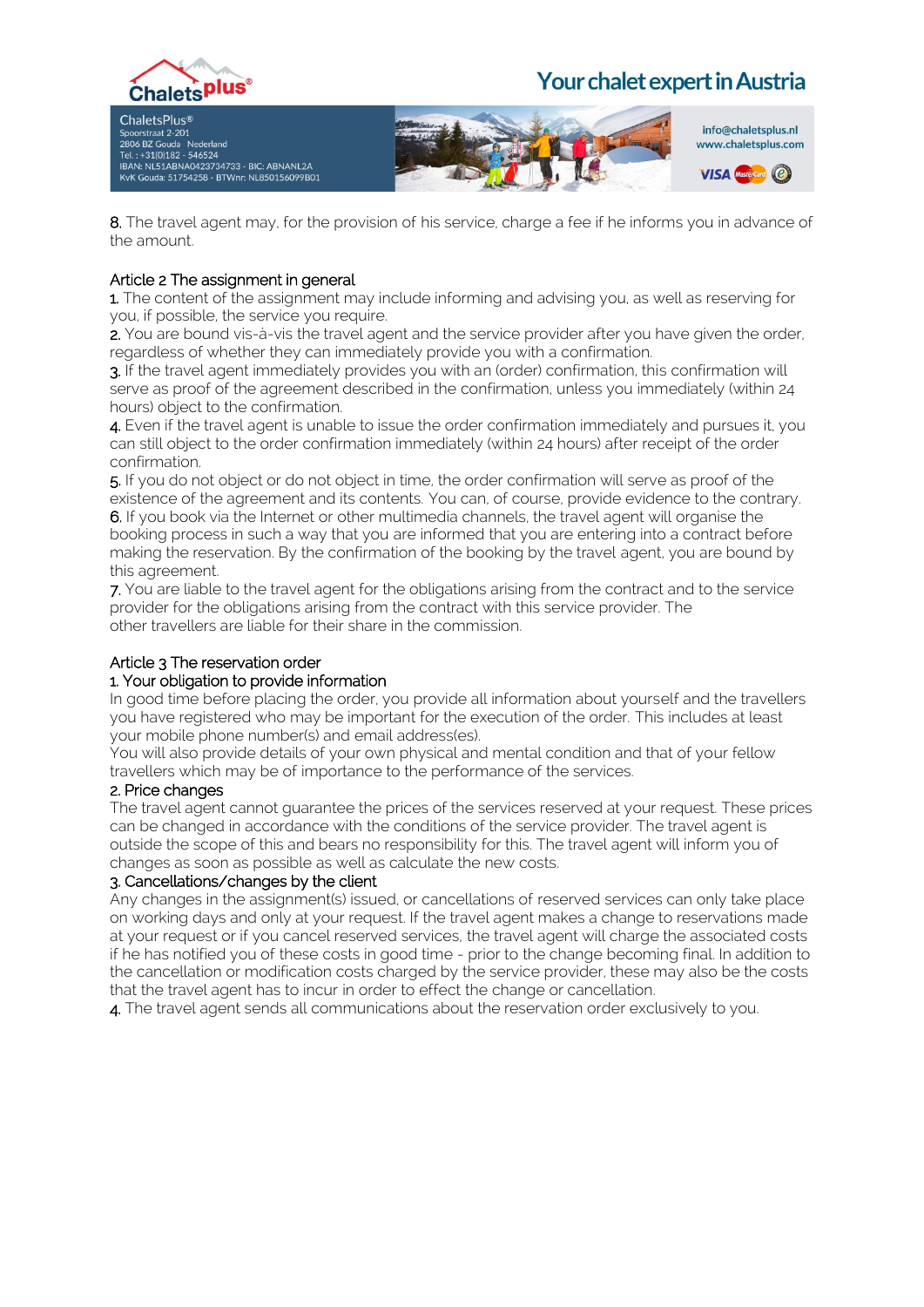8. The travel agent may, for the provision of his service, charge a fee if he informs you in advance of the amount.

## Article 2 The assignment in general

1. The content of the assignment may include informing and advising you, as well as reserving for you, if possible, the service you require.
2. You are bound vis-à-vis the travel agent and the service provider after you have given the order, regardless of whether they can immediately provide you with a confirmation.
3. If the travel agent immediately provides you with an (order) confirmation, this confirmation will serve as proof of the agreement described in the confirmation, unless you immediately (within 24 hours) object to the confirmation.
4. Even if the travel agent is unable to issue the order confirmation immediately and pursues it, you can still object to the order confirmation immediately (within 24 hours) after receipt of the order confirmation.
5. If you do not object or do not object in time, the order confirmation will serve as proof of the existence of the agreement and its contents. You can, of course, provide evidence to the contrary.
6. If you book via the Internet or other multimedia channels, the travel agent will organise the booking process in such a way that you are informed that you are entering into a contract before making the reservation. By the confirmation of the booking by the travel agent, you are bound by this agreement.
7. You are liable to the travel agent for the obligations arising from the contract and to the service provider for the obligations arising from the contract with this service provider. The other travellers are liable for their share in the commission.

## Article 3 The reservation order

### 1. Your obligation to provide information

In good time before placing the order, you provide all information about yourself and the travellers you have registered who may be important for the execution of the order. This includes at least your mobile phone number(s) and email address(es).
You will also provide details of your own physical and mental condition and that of your fellow travellers which may be of importance to the performance of the services.

### 2. Price changes

The travel agent cannot guarantee the prices of the services reserved at your request. These prices can be changed in accordance with the conditions of the service provider. The travel agent is outside the scope of this and bears no responsibility for this. The travel agent will inform you of changes as soon as possible as well as calculate the new costs.

### 3. Cancellations/changes by the client

Any changes in the assignment(s) issued, or cancellations of reserved services can only take place on working days and only at your request. If the travel agent makes a change to reservations made at your request or if you cancel reserved services, the travel agent will charge the associated costs if he has notified you of these costs in good time - prior to the change becoming final. In addition to the cancellation or modification costs charged by the service provider, these may also be the costs that the travel agent has to incur in order to effect the change or cancellation.

4. The travel agent sends all communications about the reservation order exclusively to you.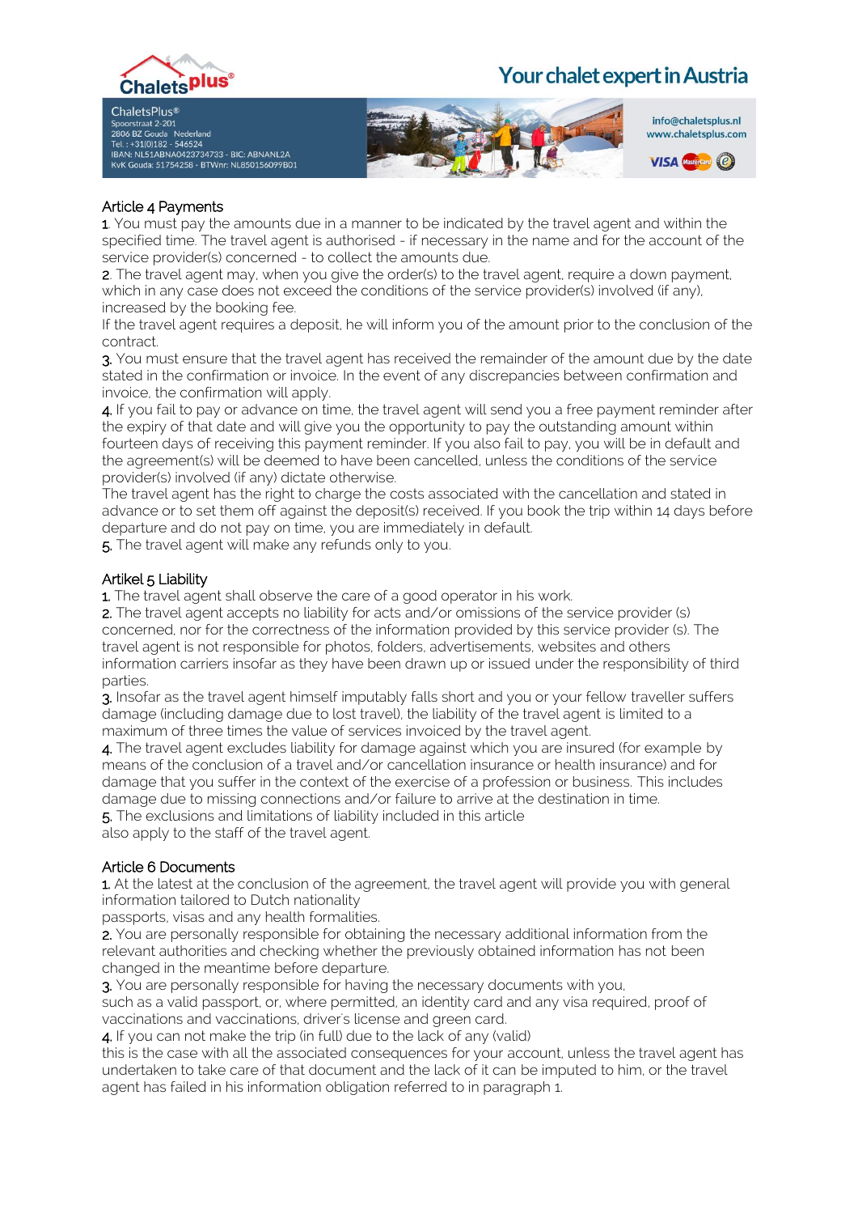## Article 4 Payments

1. You must pay the amounts due in a manner to be indicated by the travel agent and within the specified time. The travel agent is authorised - if necessary in the name and for the account of the service provider(s) concerned - to collect the amounts due.
2. The travel agent may, when you give the order(s) to the travel agent, require a down payment, which in any case does not exceed the conditions of the service provider(s) involved (if any), increased by the booking fee.
If the travel agent requires a deposit, he will inform you of the amount prior to the conclusion of the contract.
3. You must ensure that the travel agent has received the remainder of the amount due by the date stated in the confirmation or invoice. In the event of any discrepancies between confirmation and invoice, the confirmation will apply.
4. If you fail to pay or advance on time, the travel agent will send you a free payment reminder after the expiry of that date and will give you the opportunity to pay the outstanding amount within fourteen days of receiving this payment reminder. If you also fail to pay, you will be in default and the agreement(s) will be deemed to have been cancelled, unless the conditions of the service provider(s) involved (if any) dictate otherwise.
The travel agent has the right to charge the costs associated with the cancellation and stated in advance or to set them off against the deposit(s) received. If you book the trip within 14 days before departure and do not pay on time, you are immediately in default.
5. The travel agent will make any refunds only to you.

## Artikel 5 Liability

1. The travel agent shall observe the care of a good operator in his work.
2. The travel agent accepts no liability for acts and/or omissions of the service provider (s) concerned, nor for the correctness of the information provided by this service provider (s). The travel agent is not responsible for photos, folders, advertisements, websites and others information carriers insofar as they have been drawn up or issued under the responsibility of third parties.
3. Insofar as the travel agent himself imputably falls short and you or your fellow traveller suffers damage (including damage due to lost travel), the liability of the travel agent is limited to a maximum of three times the value of services invoiced by the travel agent.
4. The travel agent excludes liability for damage against which you are insured (for example by means of the conclusion of a travel and/or cancellation insurance or health insurance) and for damage that you suffer in the context of the exercise of a profession or business. This includes damage due to missing connections and/or failure to arrive at the destination in time.
5. The exclusions and limitations of liability included in this article
also apply to the staff of the travel agent.

## Article 6 Documents

1. At the latest at the conclusion of the agreement, the travel agent will provide you with general information tailored to Dutch nationality
passports, visas and any health formalities.
2. You are personally responsible for obtaining the necessary additional information from the relevant authorities and checking whether the previously obtained information has not been changed in the meantime before departure.
3. You are personally responsible for having the necessary documents with you,
such as a valid passport, or, where permitted, an identity card and any visa required, proof of vaccinations and vaccinations, driver's license and green card.
4. If you can not make the trip (in full) due to the lack of any (valid)
this is the case with all the associated consequences for your account, unless the travel agent has undertaken to take care of that document and the lack of it can be imputed to him, or the travel agent has failed in his information obligation referred to in paragraph 1.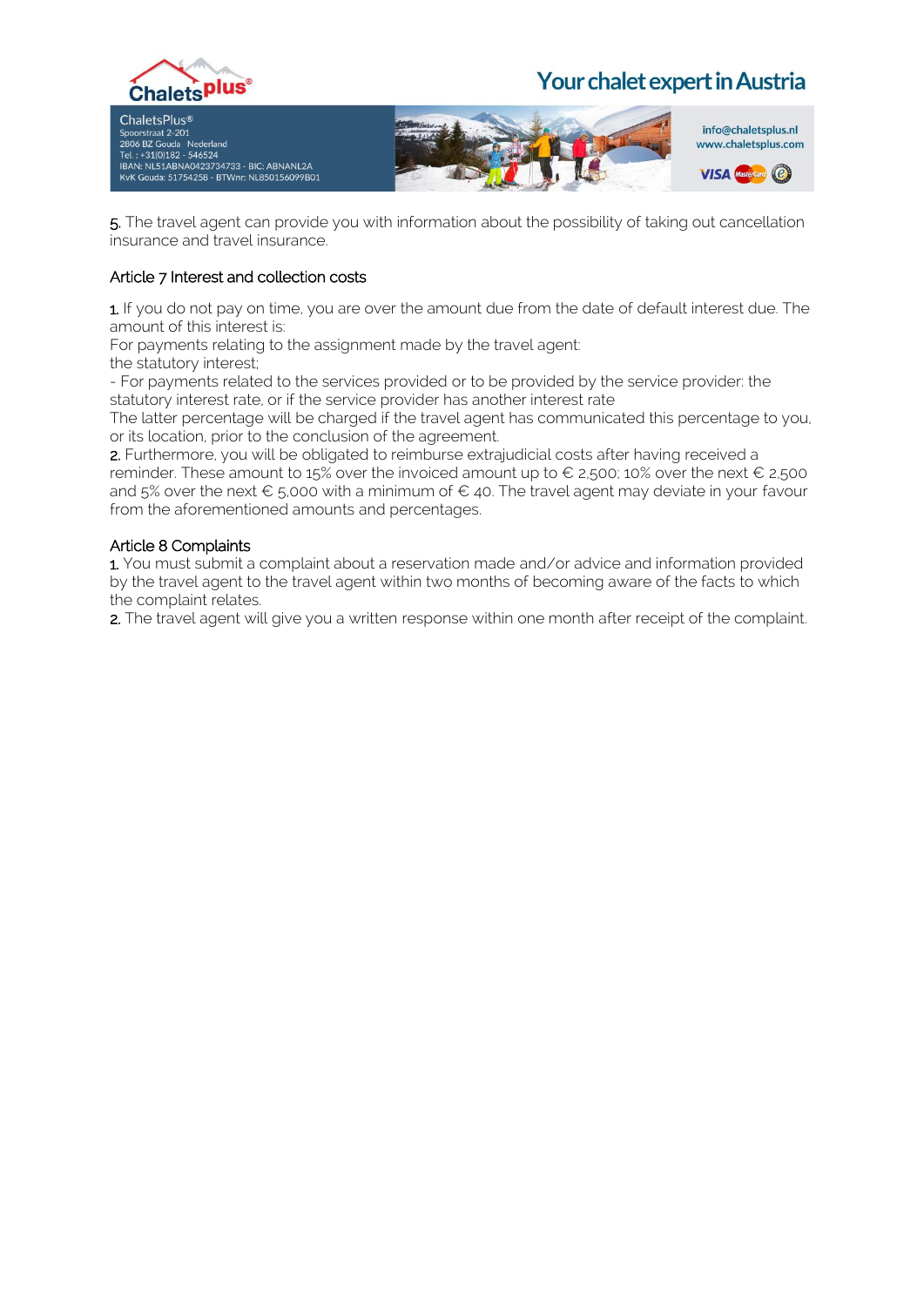5. The travel agent can provide you with information about the possibility of taking out cancellation insurance and travel insurance.

## Article 7 Interest and collection costs

1. If you do not pay on time, you are over the amount due from the date of default interest due. The amount of this interest is:
For payments relating to the assignment made by the travel agent:
the statutory interest;
- For payments related to the services provided or to be provided by the service provider: the statutory interest rate, or if the service provider has another interest rate
The latter percentage will be charged if the travel agent has communicated this percentage to you, or its location, prior to the conclusion of the agreement.
2. Furthermore, you will be obligated to reimburse extrajudicial costs after having received a reminder. These amount to 15% over the invoiced amount up to € 2,500; 10% over the next € 2,500 and 5% over the next € 5,000 with a minimum of € 40. The travel agent may deviate in your favour from the aforementioned amounts and percentages.

## Article 8 Complaints

1. You must submit a complaint about a reservation made and/or advice and information provided by the travel agent to the travel agent within two months of becoming aware of the facts to which the complaint relates.
2. The travel agent will give you a written response within one month after receipt of the complaint.